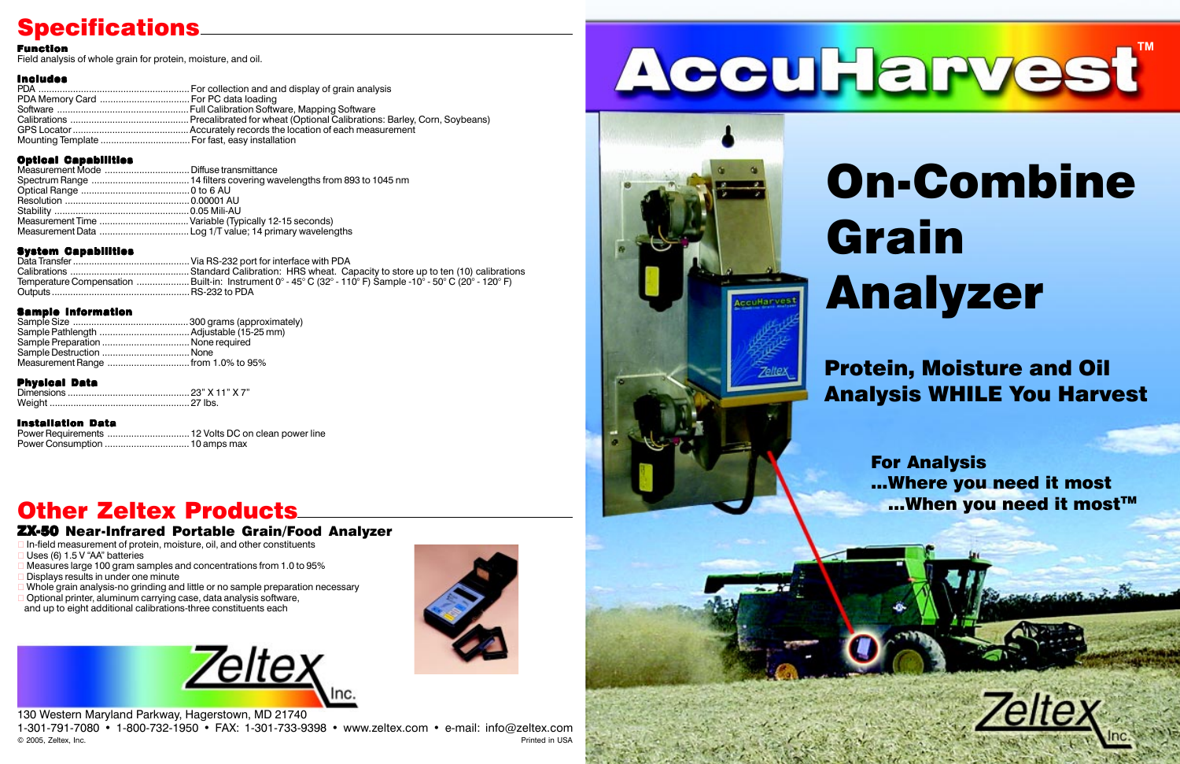# Specifications

### Function

Field analysis of whole grain for protein, moisture, and oil.

### Includes

| | |
|---|---|
| PDA | For collection and and display of grain analysis |
| PDA Memory Card | For PC data loading |
| Software | Full Calibration Software, Mapping Software |
| Calibrations | Precalibrated for wheat (Optional Calibrations: Barley, Corn, Soybeans) |
| GPS Locator | Accurately records the location of each measurement |
| Mounting Template | For fast, easy installation |

### Optical Capabilities

| | |
|---|---|
| Measurement Mode | Diffuse transmittance |
| Spectrum Range | 14 filters covering wavelengths from 893 to 1045 nm |
| Optical Range | 0 to 6 AU |
| Resolution | 0.00001 AU |
| Stability | 0.05 Mili-AU |
| Measurement Time | Variable (Typically 12-15 seconds) |
| Measurement Data | Log 1/T value; 14 primary wavelengths |

### System Capabilities

| | |
|---|---|
| Data Transfer | Via RS-232 port for interface with PDA |
| Calibrations | Standard Calibration: HRS wheat. Capacity to store up to ten (10) calibrations |
| Temperature Compensation | Built-in: Instrument 0° - 45° C (32° - 110° F) Sample -10° - 50° C (20° - 120° F) |
| Outputs | RS-232 to PDA |

### Sample Information

| | |
|---|---|
| Sample Size | 300 grams (approximately) |
| Sample Pathlength | Adjustable (15-25 mm) |
| Sample Preparation | None required |
| Sample Destruction | None |
| Measurement Range | from 1.0% to 95% |

### Physical Data

| | |
|---|---|
| Dimensions | 23" X 11" X 7" |
| Weight | 27 lbs. |

### Installation Data

| | |
|---|---|
| Power Requirements | 12 Volts DC on clean power line |
| Power Consumption | 10 amps max |

# Other Zeltex Products

### ZX-50 Near-Infrared Portable Grain/Food Analyzer

- In-field measurement of protein, moisture, oil, and other constituents
- Uses (6) 1.5 V "AA" batteries
- Measures large 100 gram samples and concentrations from 1.0 to 95%
- Displays results in under one minute
- Whole grain analysis-no grinding and little or no sample preparation necessary
- Optional printer, aluminum carrying case, data analysis software, and up to eight additional calibrations-three constituents each

Zeltex Inc.

130 Western Maryland Parkway, Hagerstown, MD 21740

1-301-791-7080 • 1-800-732-1950 • FAX: 1-301-733-9398 • www.zeltex.com • e-mail: info@zeltex.com

© 2005, Zeltex, Inc. Printed in USA

# AccuHarvest™

# On-Combine Grain Analyzer

## Protein, Moisture and Oil Analysis WHILE You Harvest

**For Analysis ...Where you need it most ...When you need it most™**

Zeltex Inc.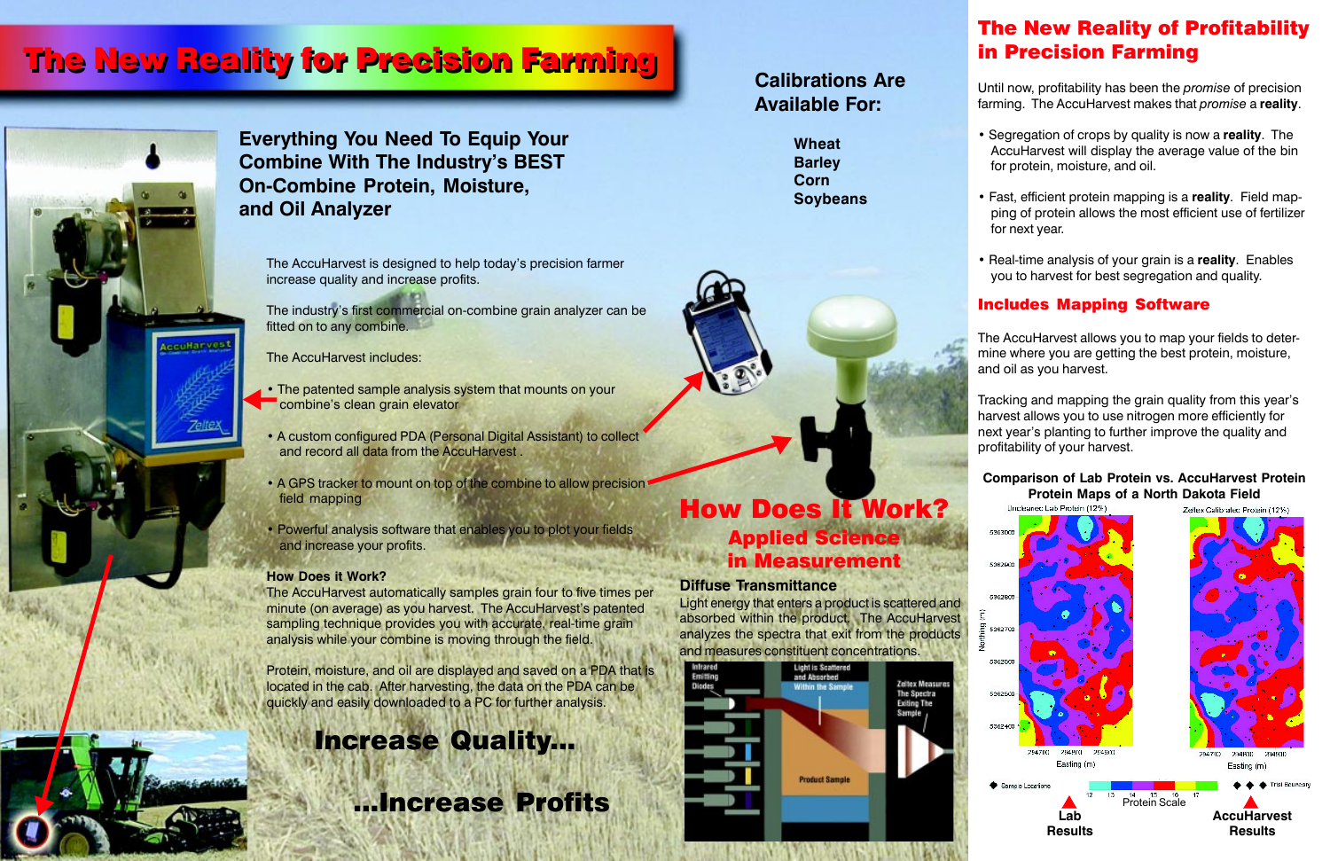# The New Reality for Precision Farming

## Everything You Need To Equip Your Combine With The Industry's BEST On-Combine Protein, Moisture, and Oil Analyzer

The AccuHarvest is designed to help today's precision farmer increase quality and increase profits.

The industry's first commercial on-combine grain analyzer can be fitted on to any combine.

The AccuHarvest includes:

- The patented sample analysis system that mounts on your combine's clean grain elevator
- A custom configured PDA (Personal Digital Assistant) to collect and record all data from the AccuHarvest .
- A GPS tracker to mount on top of the combine to allow precision field mapping
- Powerful analysis software that enables you to plot your fields and increase your profits.

**How Does it Work?**
The AccuHarvest automatically samples grain four to five times per minute (on average) as you harvest. The AccuHarvest's patented sampling technique provides you with accurate, real-time grain analysis while your combine is moving through the field.

Protein, moisture, and oil are displayed and saved on a PDA that is located in the cab. After harvesting, the data on the PDA can be quickly and easily downloaded to a PC for further analysis.

**Increase Quality...**

**...Increase Profits**

## Calibrations Are Available For:

**Wheat**
**Barley**
**Corn**
**Soybeans**

## How Does It Work?

### Applied Science in Measurement

**Diffuse Transmittance**
Light energy that enters a product is scattered and absorbed within the product. The AccuHarvest analyzes the spectra that exit from the products and measures constituent concentrations.

Infrared Emitting Diodes
Light is Scattered and Absorbed Within the Sample
Zeltex Measures The Spectra Exiting The Sample
Product Sample

## The New Reality of Profitability in Precision Farming

Until now, profitability has been the *promise* of precision farming. The AccuHarvest makes that *promise* a **reality**.

- Segregation of crops by quality is now a **reality**. The AccuHarvest will display the average value of the bin for protein, moisture, and oil.
- Fast, efficient protein mapping is a **reality**. Field mapping of protein allows the most efficient use of fertilizer for next year.
- Real-time analysis of your grain is a **reality**. Enables you to harvest for best segregation and quality.

## Includes Mapping Software

The AccuHarvest allows you to map your fields to determine where you are getting the best protein, moisture, and oil as you harvest.

Tracking and mapping the grain quality from this year's harvest allows you to use nitrogen more efficiently for next year's planting to further improve the quality and profitability of your harvest.

**Comparison of Lab Protein vs. AccuHarvest Protein Protein Maps of a North Dakota Field**

Uncorrected Lab Protein (12%)
Zeltex Calibrated Protein (12%)
Northing (m)
Easting (m)
Sample Locations
Protein Scale
12 13 14 15 16 17
Trial Boundary

**Lab Results**
**AccuHarvest Results**